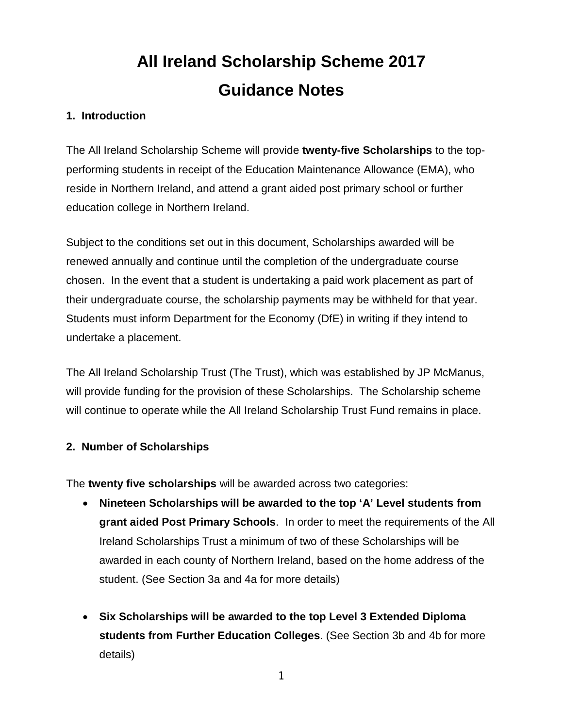# All Ireland Scholarship Scheme 2017

# Guidance Notes

## 1. Introduction

The All Ireland Scholarship Scheme will provide **twenty-five Scholarships** to the top-performing students in receipt of the Education Maintenance Allowance (EMA), who reside in Northern Ireland, and attend a grant aided post primary school or further education college in Northern Ireland.

Subject to the conditions set out in this document, Scholarships awarded will be renewed annually and continue until the completion of the undergraduate course chosen. In the event that a student is undertaking a paid work placement as part of their undergraduate course, the scholarship payments may be withheld for that year. Students must inform Department for the Economy (DfE) in writing if they intend to undertake a placement.

The All Ireland Scholarship Trust (The Trust), which was established by JP McManus, will provide funding for the provision of these Scholarships. The Scholarship scheme will continue to operate while the All Ireland Scholarship Trust Fund remains in place.

## 2. Number of Scholarships

The **twenty five scholarships** will be awarded across two categories:

- **Nineteen Scholarships will be awarded to the top 'A' Level students from grant aided Post Primary Schools**. In order to meet the requirements of the All Ireland Scholarships Trust a minimum of two of these Scholarships will be awarded in each county of Northern Ireland, based on the home address of the student. (See Section 3a and 4a for more details)

- **Six Scholarships will be awarded to the top Level 3 Extended Diploma students from Further Education Colleges**. (See Section 3b and 4b for more details)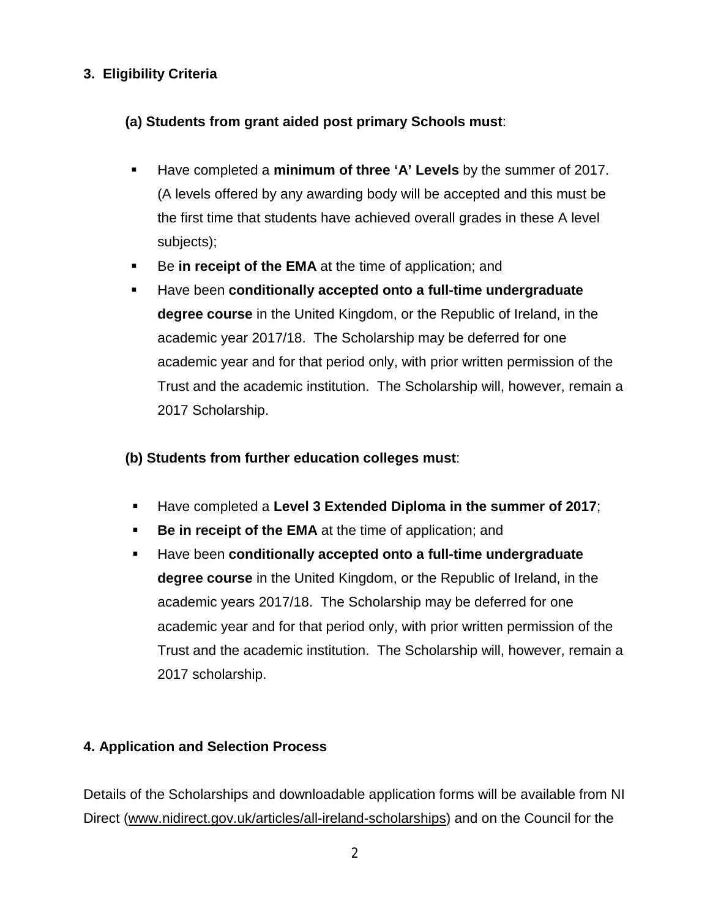## 3. Eligibility Criteria

### (a) Students from grant aided post primary Schools must:

- Have completed a **minimum of three 'A' Levels** by the summer of 2017. (A levels offered by any awarding body will be accepted and this must be the first time that students have achieved overall grades in these A level subjects);
- Be **in receipt of the EMA** at the time of application; and
- Have been **conditionally accepted onto a full-time undergraduate degree course** in the United Kingdom, or the Republic of Ireland, in the academic year 2017/18. The Scholarship may be deferred for one academic year and for that period only, with prior written permission of the Trust and the academic institution. The Scholarship will, however, remain a 2017 Scholarship.

### (b) Students from further education colleges must:

- Have completed a **Level 3 Extended Diploma in the summer of 2017**;
- **Be in receipt of the EMA** at the time of application; and
- Have been **conditionally accepted onto a full-time undergraduate degree course** in the United Kingdom, or the Republic of Ireland, in the academic years 2017/18. The Scholarship may be deferred for one academic year and for that period only, with prior written permission of the Trust and the academic institution. The Scholarship will, however, remain a 2017 scholarship.

## 4. Application and Selection Process

Details of the Scholarships and downloadable application forms will be available from NI Direct (www.nidirect.gov.uk/articles/all-ireland-scholarships) and on the Council for the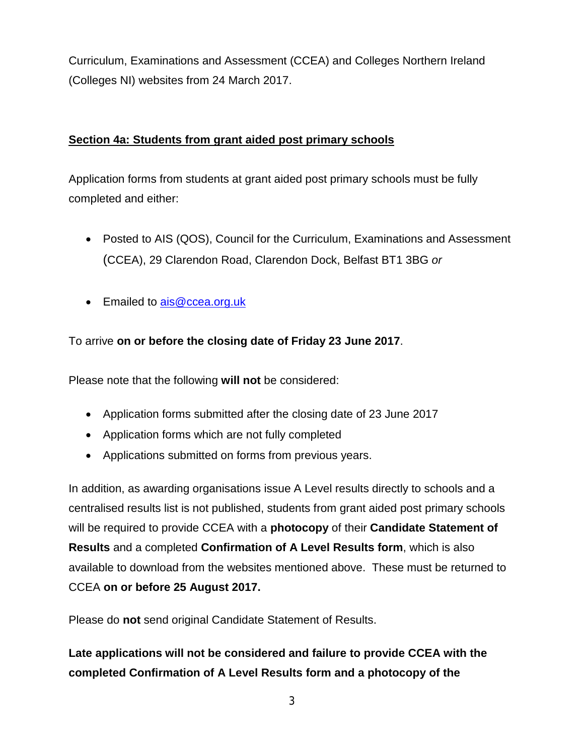Curriculum, Examinations and Assessment (CCEA) and Colleges Northern Ireland (Colleges NI) websites from 24 March 2017.

## Section 4a: Students from grant aided post primary schools

Application forms from students at grant aided post primary schools must be fully completed and either:

- Posted to AIS (QOS), Council for the Curriculum, Examinations and Assessment (CCEA), 29 Clarendon Road, Clarendon Dock, Belfast BT1 3BG *or*
- Emailed to [ais@ccea.org.uk](mailto:ais@ccea.org.uk)

To arrive **on or before the closing date of Friday 23 June 2017**.

Please note that the following **will not** be considered:

- Application forms submitted after the closing date of 23 June 2017
- Application forms which are not fully completed
- Applications submitted on forms from previous years.

In addition, as awarding organisations issue A Level results directly to schools and a centralised results list is not published, students from grant aided post primary schools will be required to provide CCEA with a **photocopy** of their **Candidate Statement of Results** and a completed **Confirmation of A Level Results form**, which is also available to download from the websites mentioned above. These must be returned to CCEA **on or before 25 August 2017.**

Please do **not** send original Candidate Statement of Results.

**Late applications will not be considered and failure to provide CCEA with the completed Confirmation of A Level Results form and a photocopy of the**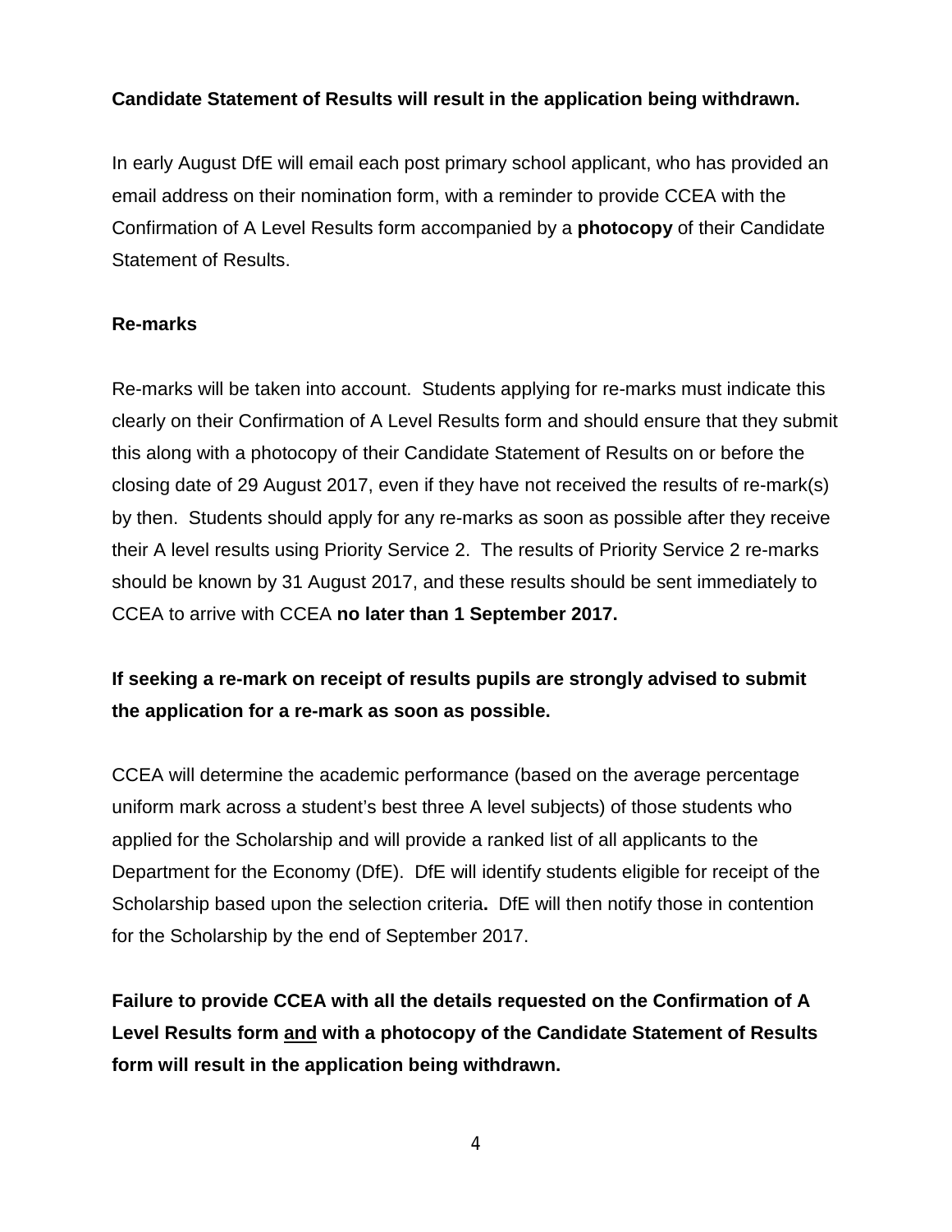**Candidate Statement of Results will result in the application being withdrawn.**

In early August DfE will email each post primary school applicant, who has provided an email address on their nomination form, with a reminder to provide CCEA with the Confirmation of A Level Results form accompanied by a **photocopy** of their Candidate Statement of Results.

**Re-marks**

Re-marks will be taken into account. Students applying for re-marks must indicate this clearly on their Confirmation of A Level Results form and should ensure that they submit this along with a photocopy of their Candidate Statement of Results on or before the closing date of 29 August 2017, even if they have not received the results of re-mark(s) by then. Students should apply for any re-marks as soon as possible after they receive their A level results using Priority Service 2. The results of Priority Service 2 re-marks should be known by 31 August 2017, and these results should be sent immediately to CCEA to arrive with CCEA **no later than 1 September 2017.**

**If seeking a re-mark on receipt of results pupils are strongly advised to submit the application for a re-mark as soon as possible.**

CCEA will determine the academic performance (based on the average percentage uniform mark across a student's best three A level subjects) of those students who applied for the Scholarship and will provide a ranked list of all applicants to the Department for the Economy (DfE). DfE will identify students eligible for receipt of the Scholarship based upon the selection criteria**.** DfE will then notify those in contention for the Scholarship by the end of September 2017.

**Failure to provide CCEA with all the details requested on the Confirmation of A Level Results form and with a photocopy of the Candidate Statement of Results form will result in the application being withdrawn.**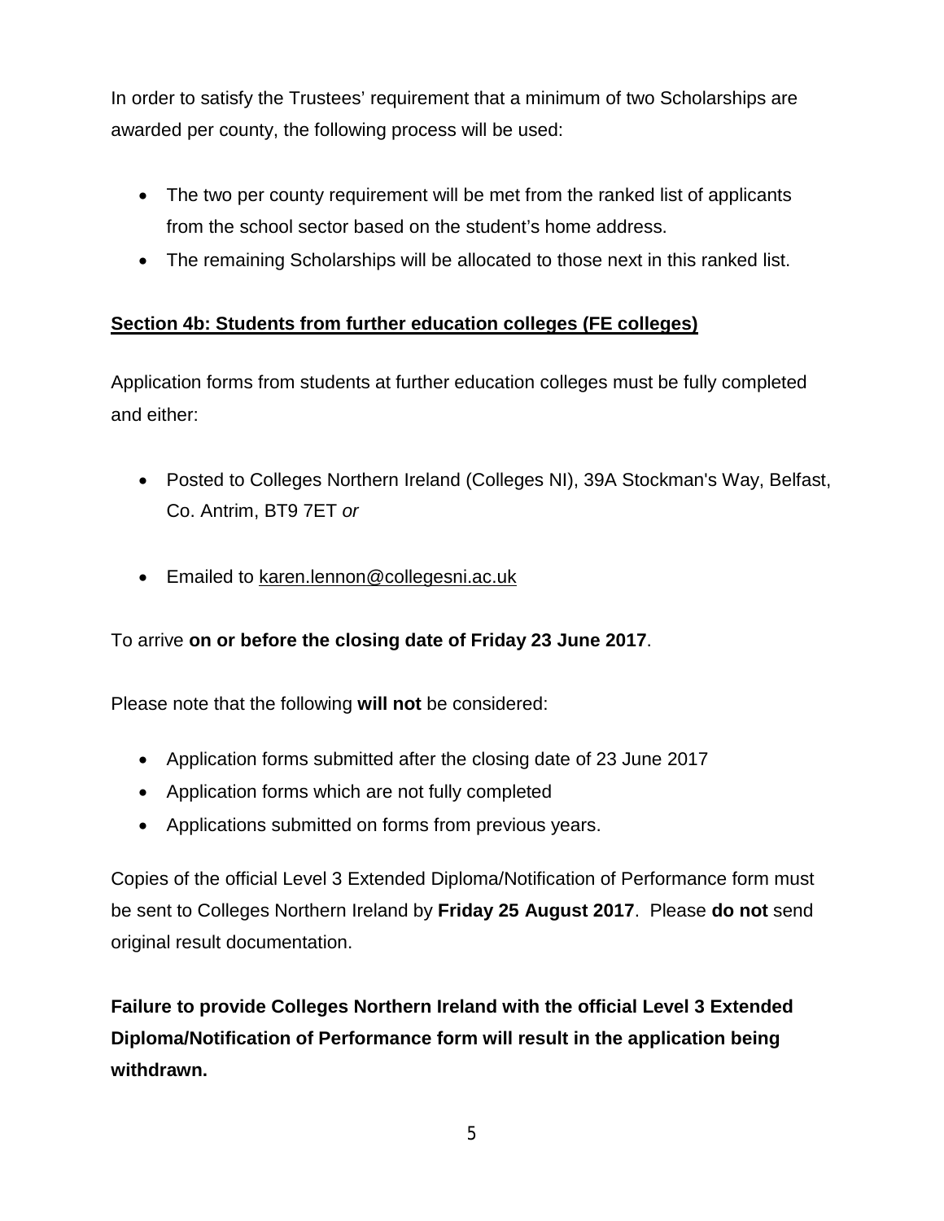In order to satisfy the Trustees' requirement that a minimum of two Scholarships are awarded per county, the following process will be used:

- The two per county requirement will be met from the ranked list of applicants from the school sector based on the student's home address.
- The remaining Scholarships will be allocated to those next in this ranked list.

## Section 4b: Students from further education colleges (FE colleges)

Application forms from students at further education colleges must be fully completed and either:

- Posted to Colleges Northern Ireland (Colleges NI), 39A Stockman's Way, Belfast, Co. Antrim, BT9 7ET *or*

- Emailed to karen.lennon@collegesni.ac.uk

To arrive **on or before the closing date of Friday 23 June 2017**.

Please note that the following **will not** be considered:

- Application forms submitted after the closing date of 23 June 2017
- Application forms which are not fully completed
- Applications submitted on forms from previous years.

Copies of the official Level 3 Extended Diploma/Notification of Performance form must be sent to Colleges Northern Ireland by **Friday 25 August 2017**. Please **do not** send original result documentation.

**Failure to provide Colleges Northern Ireland with the official Level 3 Extended Diploma/Notification of Performance form will result in the application being withdrawn.**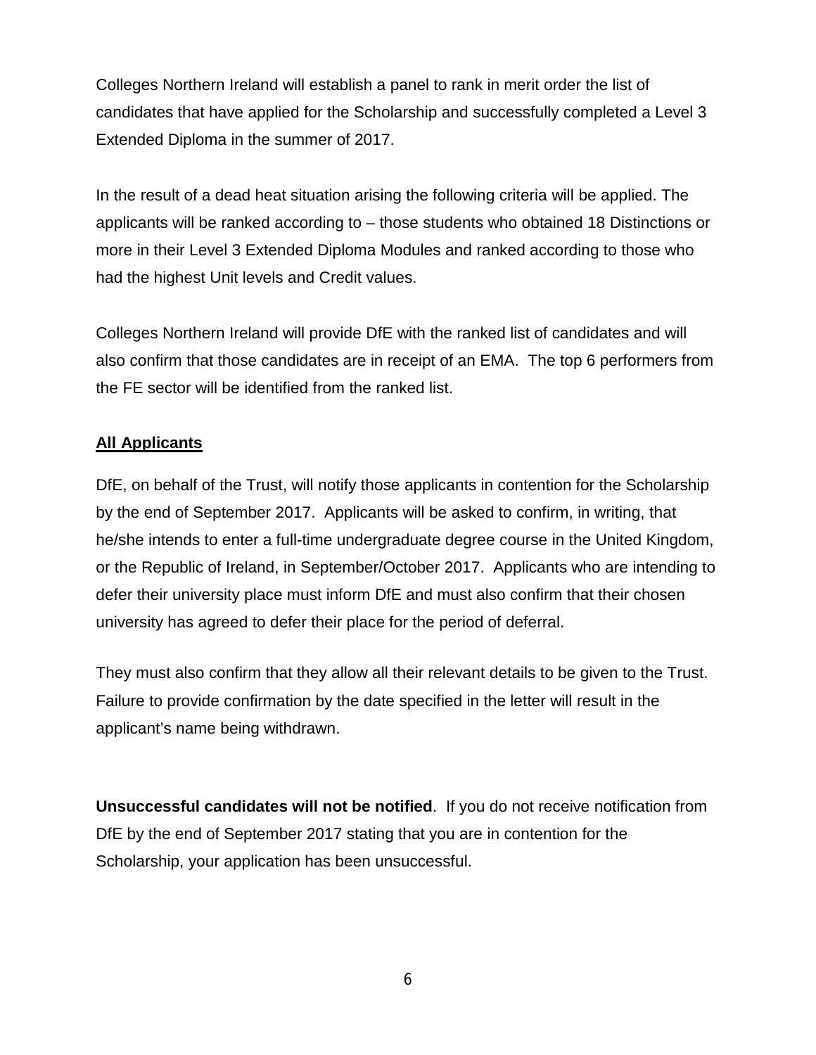Colleges Northern Ireland will establish a panel to rank in merit order the list of candidates that have applied for the Scholarship and successfully completed a Level 3 Extended Diploma in the summer of 2017.

In the result of a dead heat situation arising the following criteria will be applied. The applicants will be ranked according to – those students who obtained 18 Distinctions or more in their Level 3 Extended Diploma Modules and ranked according to those who had the highest Unit levels and Credit values.

Colleges Northern Ireland will provide DfE with the ranked list of candidates and will also confirm that those candidates are in receipt of an EMA.  The top 6 performers from the FE sector will be identified from the ranked list.

**<u>All Applicants</u>**

DfE, on behalf of the Trust, will notify those applicants in contention for the Scholarship by the end of September 2017.  Applicants will be asked to confirm, in writing, that he/she intends to enter a full-time undergraduate degree course in the United Kingdom, or the Republic of Ireland, in September/October 2017.  Applicants who are intending to defer their university place must inform DfE and must also confirm that their chosen university has agreed to defer their place for the period of deferral.

They must also confirm that they allow all their relevant details to be given to the Trust. Failure to provide confirmation by the date specified in the letter will result in the applicant's name being withdrawn.

**Unsuccessful candidates will not be notified**.  If you do not receive notification from DfE by the end of September 2017 stating that you are in contention for the Scholarship, your application has been unsuccessful.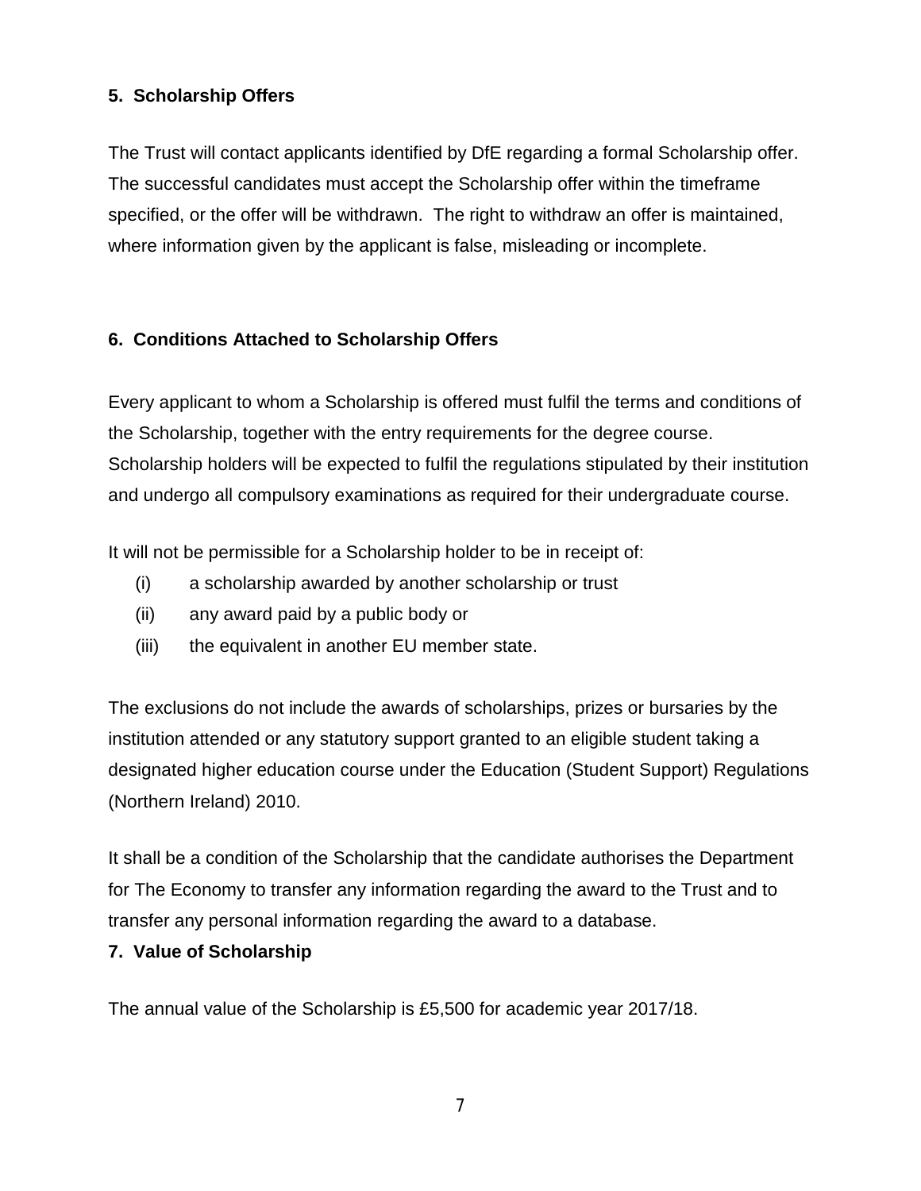## 5. Scholarship Offers

The Trust will contact applicants identified by DfE regarding a formal Scholarship offer. The successful candidates must accept the Scholarship offer within the timeframe specified, or the offer will be withdrawn. The right to withdraw an offer is maintained, where information given by the applicant is false, misleading or incomplete.

## 6. Conditions Attached to Scholarship Offers

Every applicant to whom a Scholarship is offered must fulfil the terms and conditions of the Scholarship, together with the entry requirements for the degree course. Scholarship holders will be expected to fulfil the regulations stipulated by their institution and undergo all compulsory examinations as required for their undergraduate course.

It will not be permissible for a Scholarship holder to be in receipt of:

- (i) a scholarship awarded by another scholarship or trust
- (ii) any award paid by a public body or
- (iii) the equivalent in another EU member state.

The exclusions do not include the awards of scholarships, prizes or bursaries by the institution attended or any statutory support granted to an eligible student taking a designated higher education course under the Education (Student Support) Regulations (Northern Ireland) 2010.

It shall be a condition of the Scholarship that the candidate authorises the Department for The Economy to transfer any information regarding the award to the Trust and to transfer any personal information regarding the award to a database.

## 7. Value of Scholarship

The annual value of the Scholarship is £5,500 for academic year 2017/18.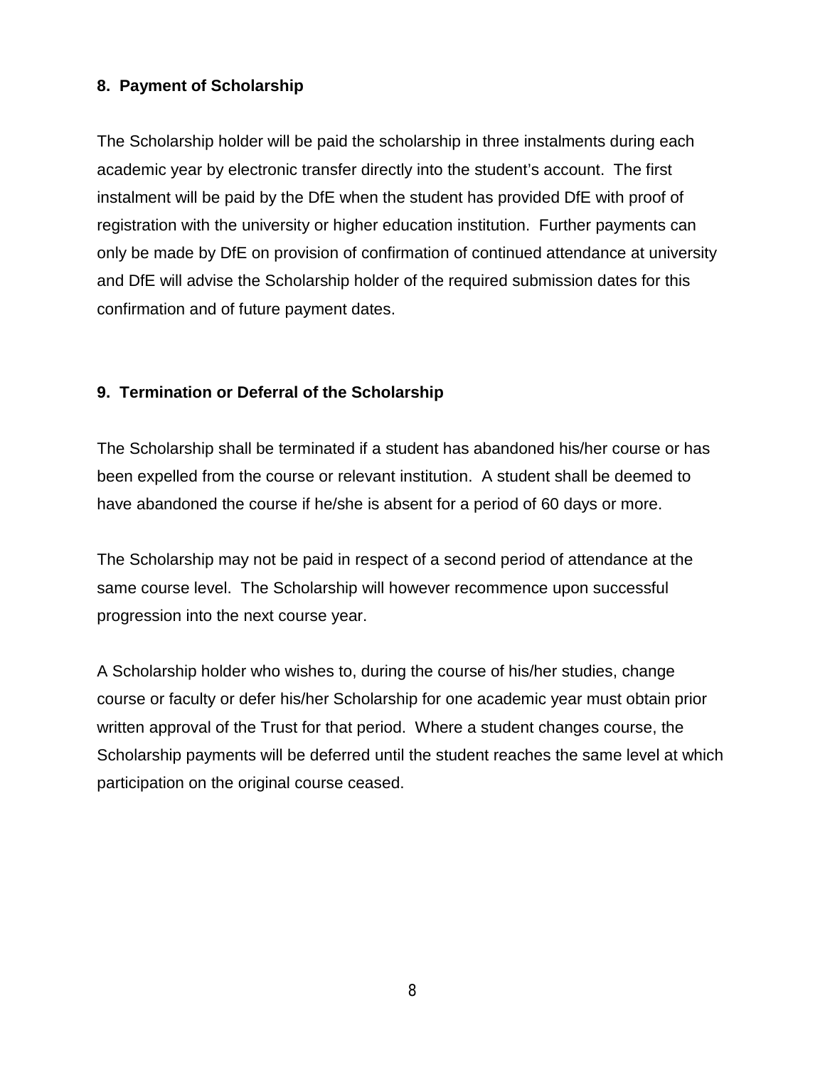**8. Payment of Scholarship**

The Scholarship holder will be paid the scholarship in three instalments during each academic year by electronic transfer directly into the student's account. The first instalment will be paid by the DfE when the student has provided DfE with proof of registration with the university or higher education institution. Further payments can only be made by DfE on provision of confirmation of continued attendance at university and DfE will advise the Scholarship holder of the required submission dates for this confirmation and of future payment dates.

**9. Termination or Deferral of the Scholarship**

The Scholarship shall be terminated if a student has abandoned his/her course or has been expelled from the course or relevant institution. A student shall be deemed to have abandoned the course if he/she is absent for a period of 60 days or more.

The Scholarship may not be paid in respect of a second period of attendance at the same course level. The Scholarship will however recommence upon successful progression into the next course year.

A Scholarship holder who wishes to, during the course of his/her studies, change course or faculty or defer his/her Scholarship for one academic year must obtain prior written approval of the Trust for that period. Where a student changes course, the Scholarship payments will be deferred until the student reaches the same level at which participation on the original course ceased.